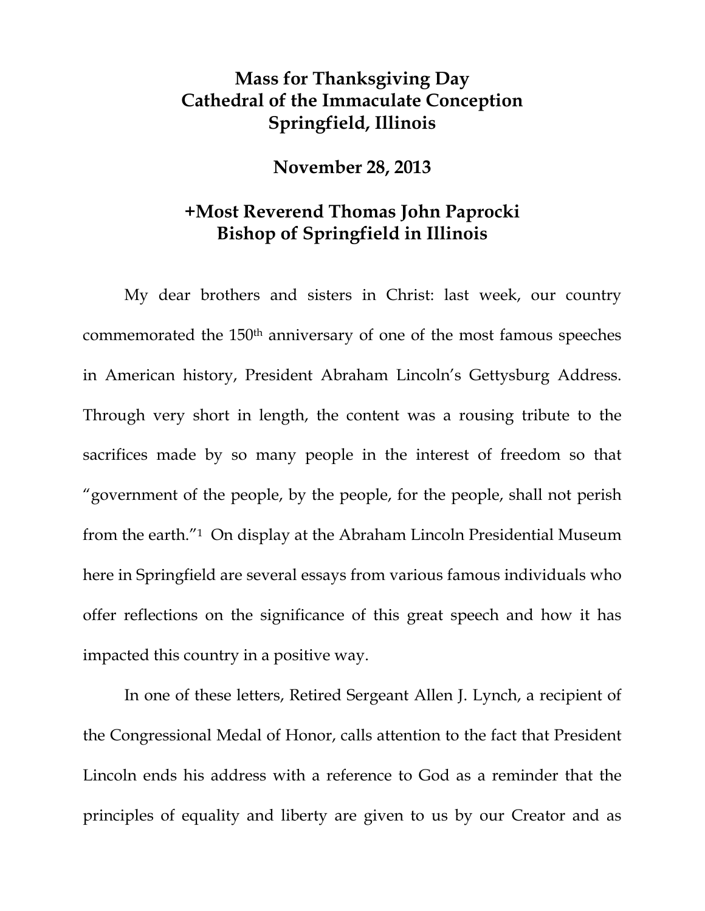# Mass for Thanksgiving Day
# Cathedral of the Immaculate Conception
# Springfield, Illinois

## November 28, 2013

## +Most Reverend Thomas John Paprocki
## Bishop of Springfield in Illinois

My dear brothers and sisters in Christ: last week, our country commemorated the 150th anniversary of one of the most famous speeches in American history, President Abraham Lincoln's Gettysburg Address. Through very short in length, the content was a rousing tribute to the sacrifices made by so many people in the interest of freedom so that "government of the people, by the people, for the people, shall not perish from the earth."[1] On display at the Abraham Lincoln Presidential Museum here in Springfield are several essays from various famous individuals who offer reflections on the significance of this great speech and how it has impacted this country in a positive way.

In one of these letters, Retired Sergeant Allen J. Lynch, a recipient of the Congressional Medal of Honor, calls attention to the fact that President Lincoln ends his address with a reference to God as a reminder that the principles of equality and liberty are given to us by our Creator and as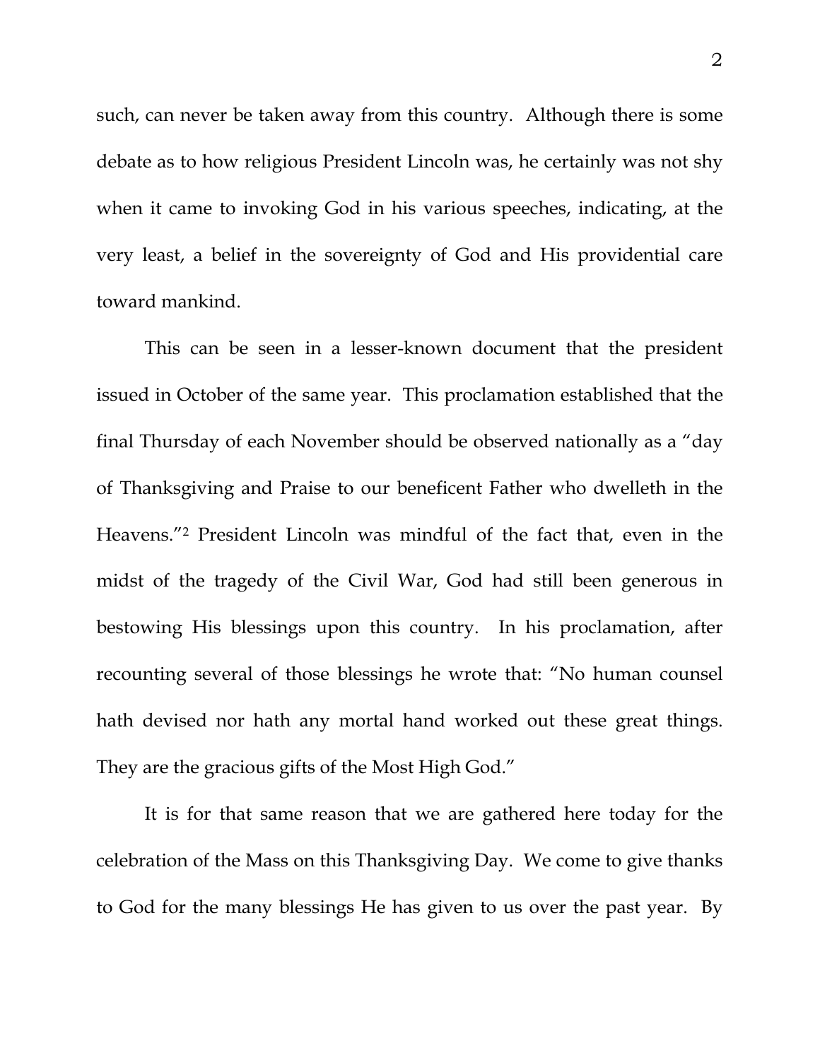such, can never be taken away from this country. Although there is some debate as to how religious President Lincoln was, he certainly was not shy when it came to invoking God in his various speeches, indicating, at the very least, a belief in the sovereignty of God and His providential care toward mankind.

This can be seen in a lesser-known document that the president issued in October of the same year. This proclamation established that the final Thursday of each November should be observed nationally as a "day of Thanksgiving and Praise to our beneficent Father who dwelleth in the Heavens."[2] President Lincoln was mindful of the fact that, even in the midst of the tragedy of the Civil War, God had still been generous in bestowing His blessings upon this country. In his proclamation, after recounting several of those blessings he wrote that: "No human counsel hath devised nor hath any mortal hand worked out these great things. They are the gracious gifts of the Most High God."

It is for that same reason that we are gathered here today for the celebration of the Mass on this Thanksgiving Day. We come to give thanks to God for the many blessings He has given to us over the past year. By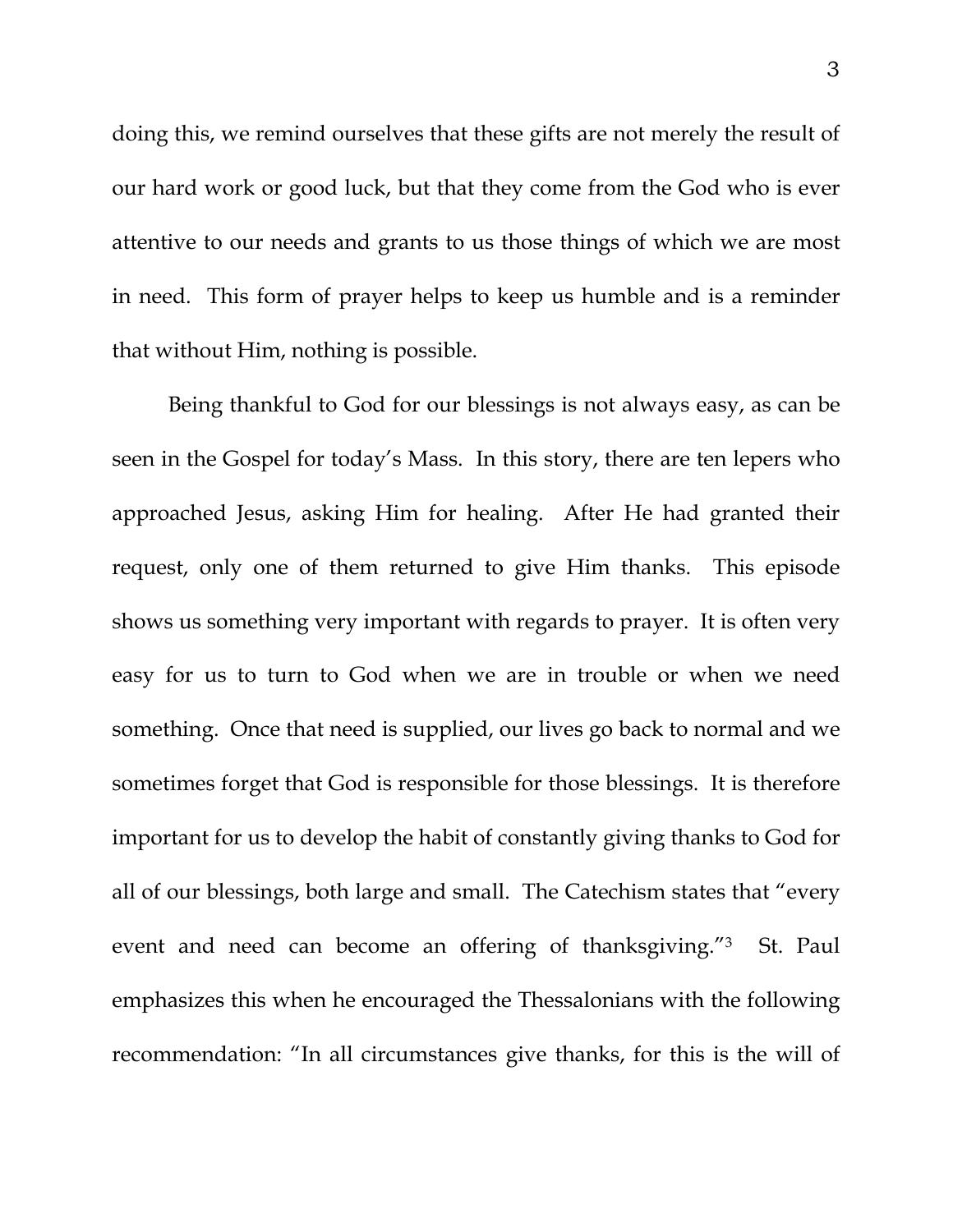doing this, we remind ourselves that these gifts are not merely the result of our hard work or good luck, but that they come from the God who is ever attentive to our needs and grants to us those things of which we are most in need. This form of prayer helps to keep us humble and is a reminder that without Him, nothing is possible.

Being thankful to God for our blessings is not always easy, as can be seen in the Gospel for today's Mass. In this story, there are ten lepers who approached Jesus, asking Him for healing. After He had granted their request, only one of them returned to give Him thanks. This episode shows us something very important with regards to prayer. It is often very easy for us to turn to God when we are in trouble or when we need something. Once that need is supplied, our lives go back to normal and we sometimes forget that God is responsible for those blessings. It is therefore important for us to develop the habit of constantly giving thanks to God for all of our blessings, both large and small. The Catechism states that "every event and need can become an offering of thanksgiving."[3] St. Paul emphasizes this when he encouraged the Thessalonians with the following recommendation: "In all circumstances give thanks, for this is the will of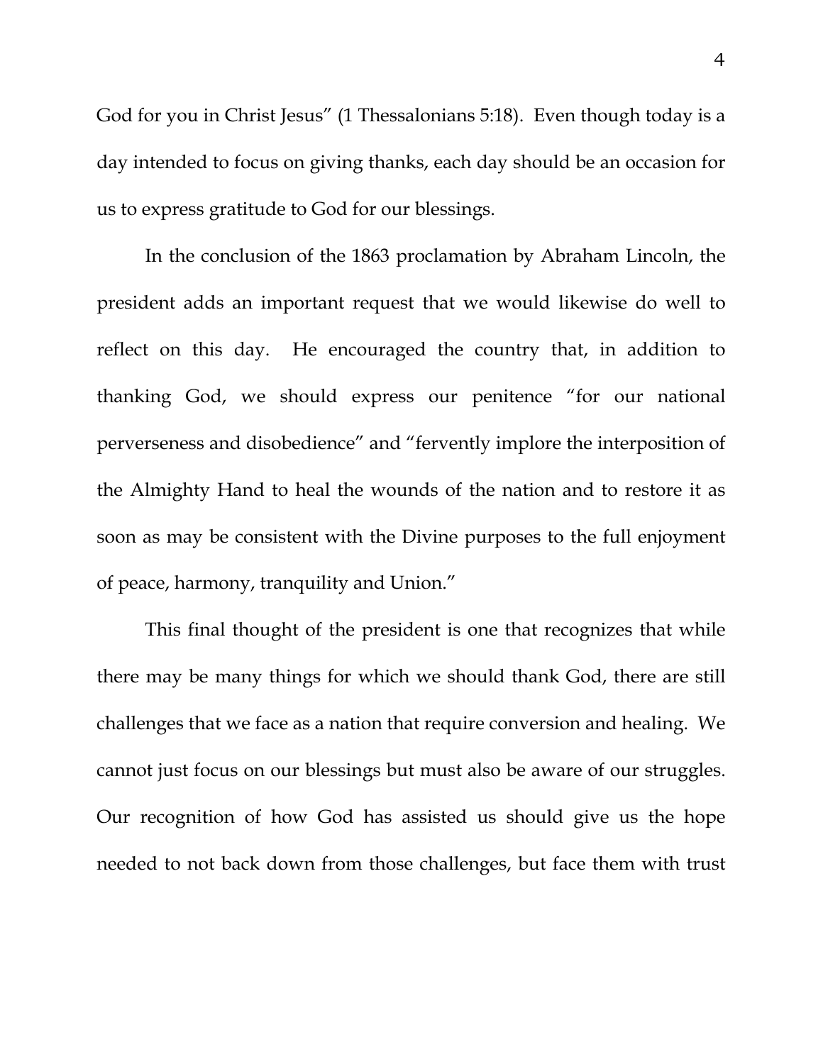God for you in Christ Jesus" (1 Thessalonians 5:18). Even though today is a day intended to focus on giving thanks, each day should be an occasion for us to express gratitude to God for our blessings.

In the conclusion of the 1863 proclamation by Abraham Lincoln, the president adds an important request that we would likewise do well to reflect on this day. He encouraged the country that, in addition to thanking God, we should express our penitence "for our national perverseness and disobedience" and "fervently implore the interposition of the Almighty Hand to heal the wounds of the nation and to restore it as soon as may be consistent with the Divine purposes to the full enjoyment of peace, harmony, tranquility and Union."

This final thought of the president is one that recognizes that while there may be many things for which we should thank God, there are still challenges that we face as a nation that require conversion and healing. We cannot just focus on our blessings but must also be aware of our struggles. Our recognition of how God has assisted us should give us the hope needed to not back down from those challenges, but face them with trust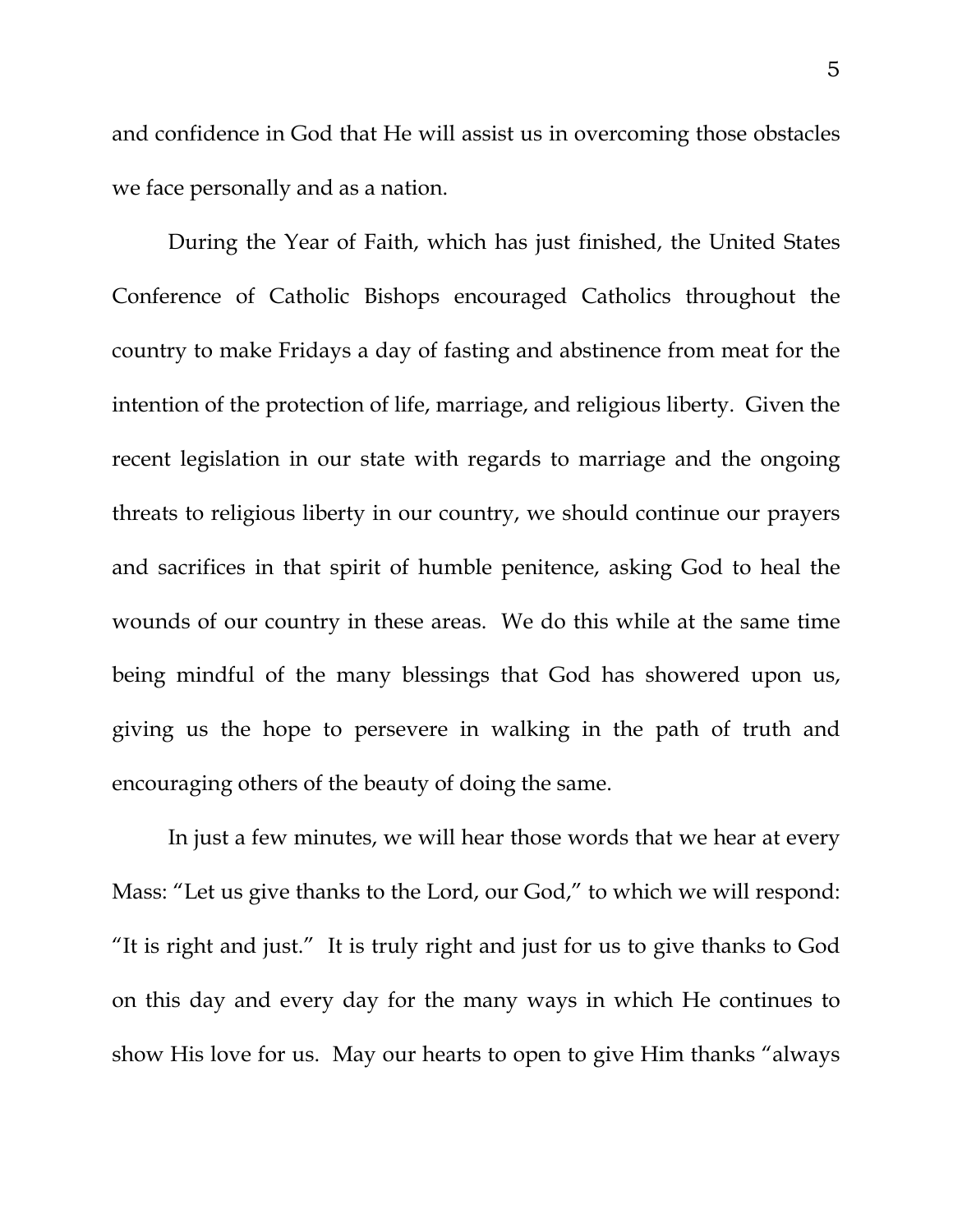and confidence in God that He will assist us in overcoming those obstacles we face personally and as a nation.

During the Year of Faith, which has just finished, the United States Conference of Catholic Bishops encouraged Catholics throughout the country to make Fridays a day of fasting and abstinence from meat for the intention of the protection of life, marriage, and religious liberty. Given the recent legislation in our state with regards to marriage and the ongoing threats to religious liberty in our country, we should continue our prayers and sacrifices in that spirit of humble penitence, asking God to heal the wounds of our country in these areas. We do this while at the same time being mindful of the many blessings that God has showered upon us, giving us the hope to persevere in walking in the path of truth and encouraging others of the beauty of doing the same.

In just a few minutes, we will hear those words that we hear at every Mass: "Let us give thanks to the Lord, our God," to which we will respond: "It is right and just." It is truly right and just for us to give thanks to God on this day and every day for the many ways in which He continues to show His love for us. May our hearts to open to give Him thanks "always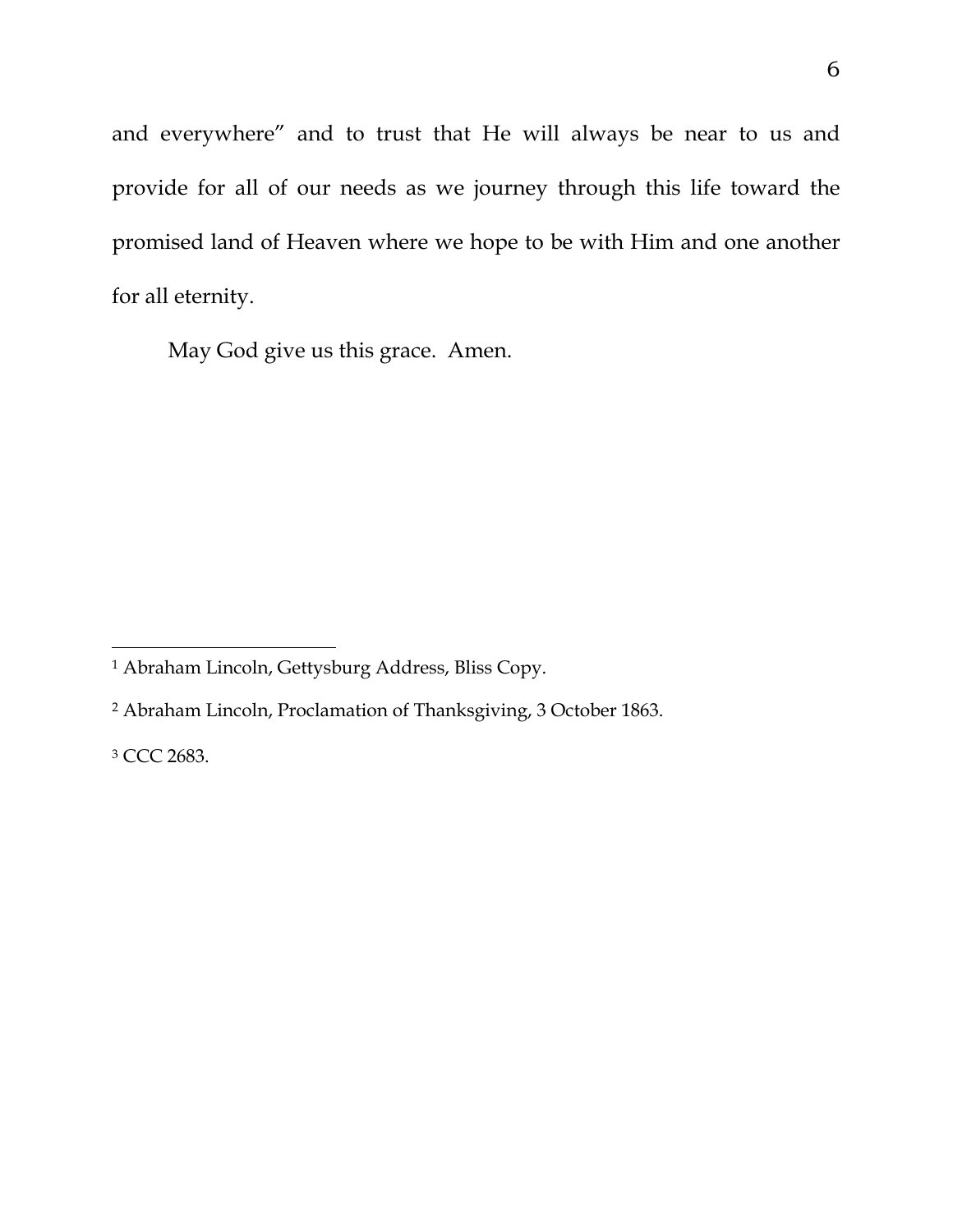and everywhere" and to trust that He will always be near to us and provide for all of our needs as we journey through this life toward the promised land of Heaven where we hope to be with Him and one another for all eternity.

May God give us this grace. Amen.

---

[1] Abraham Lincoln, Gettysburg Address, Bliss Copy.

[2] Abraham Lincoln, Proclamation of Thanksgiving, 3 October 1863.

[3] CCC 2683.